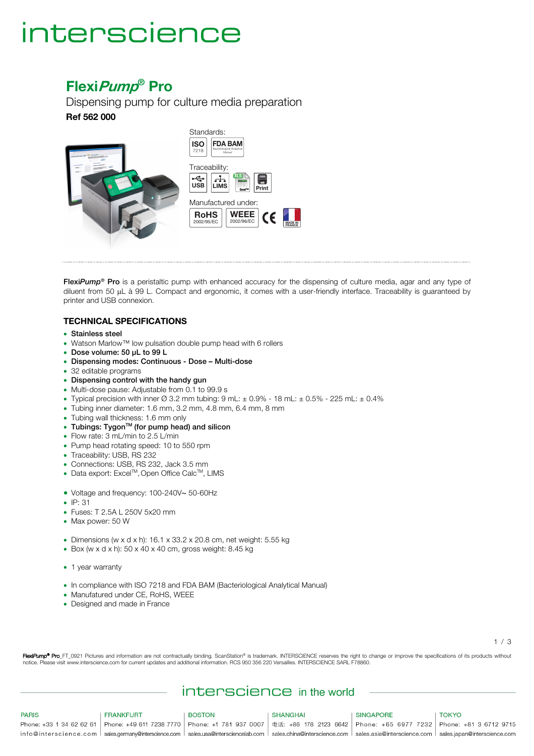# interscience

## Flexi*Pump*® Pro

Dispensing pump for culture media preparation

**Ref 562 000**

Standards:

ISO 7218 — FDA BAM Bacteriological Analytical Manual

Traceability:

USB — LIMS — XLS Excel™ — Print

Manufactured under:

RoHS 2002/95/EC — WEEE 2002/96/EC — CE — MADE IN FRANCE

**Flexi*Pump*® Pro** is a peristaltic pump with enhanced accuracy for the dispensing of culture media, agar and any type of diluent from 50 µL à 99 L. Compact and ergonomic, it comes with a user-friendly interface. Traceability is guaranteed by printer and USB connexion.

### TECHNICAL SPECIFICATIONS

- **Stainless steel**
- Watson Marlow™ low pulsation double pump head with 6 rollers
- **Dose volume: 50 µL to 99 L**
- **Dispensing modes: Continuous - Dose – Multi-dose**
- 32 editable programs
- **Dispensing control with the handy gun**
- Multi-dose pause: Adjustable from 0.1 to 99.9 s
- Typical precision with inner Ø 3.2 mm tubing: 9 mL: ± 0.9% - 18 mL: ± 0.5% - 225 mL: ± 0.4%
- Tubing inner diameter: 1.6 mm, 3.2 mm, 4.8 mm, 6.4 mm, 8 mm
- Tubing wall thickness: 1.6 mm only
- **Tubings: Tygon™ (for pump head) and silicon**
- Flow rate: 3 mL/min to 2.5 L/min
- Pump head rotating speed: 10 to 550 rpm
- Traceability: USB, RS 232
- Connections: USB, RS 232, Jack 3.5 mm
- Data export: Excel™, Open Office Calc™, LIMS

- Voltage and frequency: 100-240V~ 50-60Hz
- IP: 31
- Fuses: T 2.5A L 250V 5x20 mm
- Max power: 50 W

- Dimensions (w x d x h): 16.1 x 33.2 x 20.8 cm, net weight: 5.55 kg
- Box (w x d x h): 50 x 40 x 40 cm, gross weight: 8.45 kg

- 1 year warranty

- In compliance with ISO 7218 and FDA BAM (Bacteriological Analytical Manual)
- Manufactured under CE, RoHS, WEEE
- Designed and made in France

**Flexi*Pump*® Pro**_FT_0921 Pictures and information are not contractually binding. ScanStation® is trademark. INTERSCIENCE reserves the right to change or improve the specifications of its products without notice. Please visit www.interscience.com for current updates and additional information. RCS 950 356 220 Versailles. INTERSCIENCE SARL F78860.

interscience in the world

| PARIS | FRANKFURT | BOSTON | SHANGHAI | SINGAPORE | TOKYO |
|---|---|---|---|---|---|
| Phone: +33 1 34 62 62 61 | Phone: +49 611 7238 7770 | Phone: +1 781 937 0007 | 电话: +86 178 2123 6642 | Phone: +65 6977 7232 | Phone: +81 3 6712 9715 |
| info@interscience.com | sales.germany@interscience.com | sales.usa@intersciencelab.com | sales.china@interscience.com | sales.asia@interscience.com | sales.japan@interscience.com |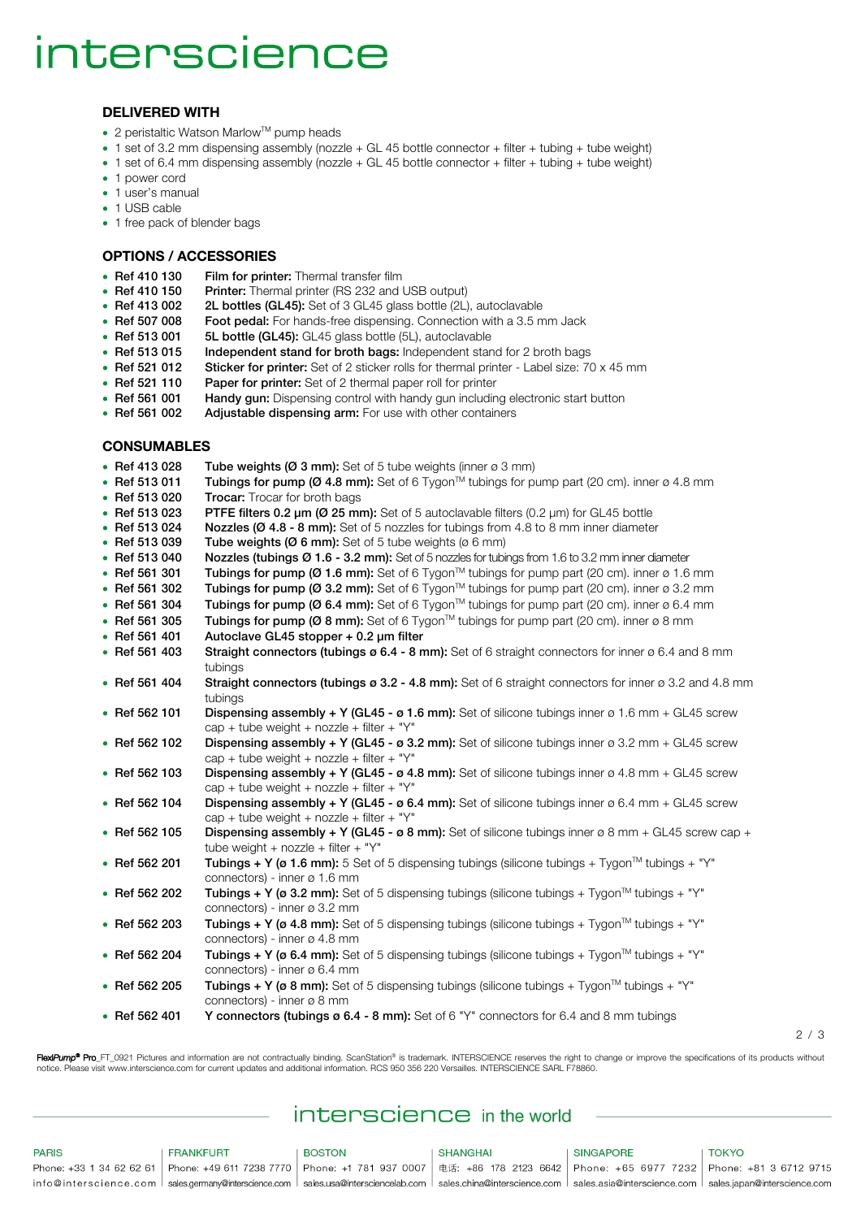# interscience

## DELIVERED WITH

- 2 peristaltic Watson Marlow™ pump heads
- 1 set of 3.2 mm dispensing assembly (nozzle + GL 45 bottle connector + filter + tubing + tube weight)
- 1 set of 6.4 mm dispensing assembly (nozzle + GL 45 bottle connector + filter + tubing + tube weight)
- 1 power cord
- 1 user's manual
- 1 USB cable
- 1 free pack of blender bags

## OPTIONS / ACCESSORIES

- **Ref 410 130** **Film for printer:** Thermal transfer film
- **Ref 410 150** **Printer:** Thermal printer (RS 232 and USB output)
- **Ref 413 002** **2L bottles (GL45):** Set of 3 GL45 glass bottle (2L), autoclavable
- **Ref 507 008** **Foot pedal:** For hands-free dispensing. Connection with a 3.5 mm Jack
- **Ref 513 001** **5L bottle (GL45):** GL45 glass bottle (5L), autoclavable
- **Ref 513 015** **Independent stand for broth bags:** Independent stand for 2 broth bags
- **Ref 521 012** **Sticker for printer:** Set of 2 sticker rolls for thermal printer - Label size: 70 x 45 mm
- **Ref 521 110** **Paper for printer:** Set of 2 thermal paper roll for printer
- **Ref 561 001** **Handy gun:** Dispensing control with handy gun including electronic start button
- **Ref 561 002** **Adjustable dispensing arm:** For use with other containers

## CONSUMABLES

- **Ref 413 028** **Tube weights (Ø 3 mm):** Set of 5 tube weights (inner ø 3 mm)
- **Ref 513 011** **Tubings for pump (Ø 4.8 mm):** Set of 6 Tygon™ tubings for pump part (20 cm). inner ø 4.8 mm
- **Ref 513 020** **Trocar:** Trocar for broth bags
- **Ref 513 023** **PTFE filters 0.2 µm (Ø 25 mm):** Set of 5 autoclavable filters (0.2 µm) for GL45 bottle
- **Ref 513 024** **Nozzles (Ø 4.8 - 8 mm):** Set of 5 nozzles for tubings from 4.8 to 8 mm inner diameter
- **Ref 513 039** **Tube weights (Ø 6 mm):** Set of 5 tube weights (ø 6 mm)
- **Ref 513 040** **Nozzles (tubings Ø 1.6 - 3.2 mm):** Set of 5 nozzles for tubings from 1.6 to 3.2 mm inner diameter
- **Ref 561 301** **Tubings for pump (Ø 1.6 mm):** Set of 6 Tygon™ tubings for pump part (20 cm). inner ø 1.6 mm
- **Ref 561 302** **Tubings for pump (Ø 3.2 mm):** Set of 6 Tygon™ tubings for pump part (20 cm). inner ø 3.2 mm
- **Ref 561 304** **Tubings for pump (Ø 6.4 mm):** Set of 6 Tygon™ tubings for pump part (20 cm). inner ø 6.4 mm
- **Ref 561 305** **Tubings for pump (Ø 8 mm):** Set of 6 Tygon™ tubings for pump part (20 cm). inner ø 8 mm
- **Ref 561 401** **Autoclave GL45 stopper + 0.2 µm filter**
- **Ref 561 403** **Straight connectors (tubings ø 6.4 - 8 mm):** Set of 6 straight connectors for inner ø 6.4 and 8 mm tubings
- **Ref 561 404** **Straight connectors (tubings ø 3.2 - 4.8 mm):** Set of 6 straight connectors for inner ø 3.2 and 4.8 mm tubings
- **Ref 562 101** **Dispensing assembly + Y (GL45 - ø 1.6 mm):** Set of silicone tubings inner ø 1.6 mm + GL45 screw cap + tube weight + nozzle + filter + "Y"
- **Ref 562 102** **Dispensing assembly + Y (GL45 - ø 3.2 mm):** Set of silicone tubings inner ø 3.2 mm + GL45 screw cap + tube weight + nozzle + filter + "Y"
- **Ref 562 103** **Dispensing assembly + Y (GL45 - ø 4.8 mm):** Set of silicone tubings inner ø 4.8 mm + GL45 screw cap + tube weight + nozzle + filter + "Y"
- **Ref 562 104** **Dispensing assembly + Y (GL45 - ø 6.4 mm):** Set of silicone tubings inner ø 6.4 mm + GL45 screw cap + tube weight + nozzle + filter + "Y"
- **Ref 562 105** **Dispensing assembly + Y (GL45 - ø 8 mm):** Set of silicone tubings inner ø 8 mm + GL45 screw cap + tube weight + nozzle + filter + "Y"
- **Ref 562 201** **Tubings + Y (ø 1.6 mm):** 5 Set of 5 dispensing tubings (silicone tubings + Tygon™ tubings + "Y" connectors) - inner ø 1.6 mm
- **Ref 562 202** **Tubings + Y (ø 3.2 mm):** Set of 5 dispensing tubings (silicone tubings + Tygon™ tubings + "Y" connectors) - inner ø 3.2 mm
- **Ref 562 203** **Tubings + Y (ø 4.8 mm):** Set of 5 dispensing tubings (silicone tubings + Tygon™ tubings + "Y" connectors) - inner ø 4.8 mm
- **Ref 562 204** **Tubings + Y (ø 6.4 mm):** Set of 5 dispensing tubings (silicone tubings + Tygon™ tubings + "Y" connectors) - inner ø 6.4 mm
- **Ref 562 205** **Tubings + Y (ø 8 mm):** Set of 5 dispensing tubings (silicone tubings + Tygon™ tubings + "Y" connectors) - inner ø 8 mm
- **Ref 562 401** **Y connectors (tubings ø 6.4 - 8 mm):** Set of 6 "Y" connectors for 6.4 and 8 mm tubings

**FlexiPump® Pro**_FT_0921 Pictures and information are not contractually binding. ScanStation® is trademark. INTERSCIENCE reserves the right to change or improve the specifications of its products without notice. Please visit www.interscience.com for current updates and additional information. RCS 950 356 220 Versailles. INTERSCIENCE SARL F78860.

interscience in the world

| PARIS | FRANKFURT | BOSTON | SHANGHAI | SINGAPORE | TOKYO |
|---|---|---|---|---|---|
| Phone: +33 1 34 62 62 61 | Phone: +49 611 7238 7770 | Phone: +1 781 937 0007 | 电话: +86 178 2123 6642 | Phone: +65 6977 7232 | Phone: +81 3 6712 9715 |
| info@interscience.com | sales.germany@interscience.com | sales.usa@intersciencelab.com | sales.china@interscience.com | sales.asia@interscience.com | sales.japan@interscience.com |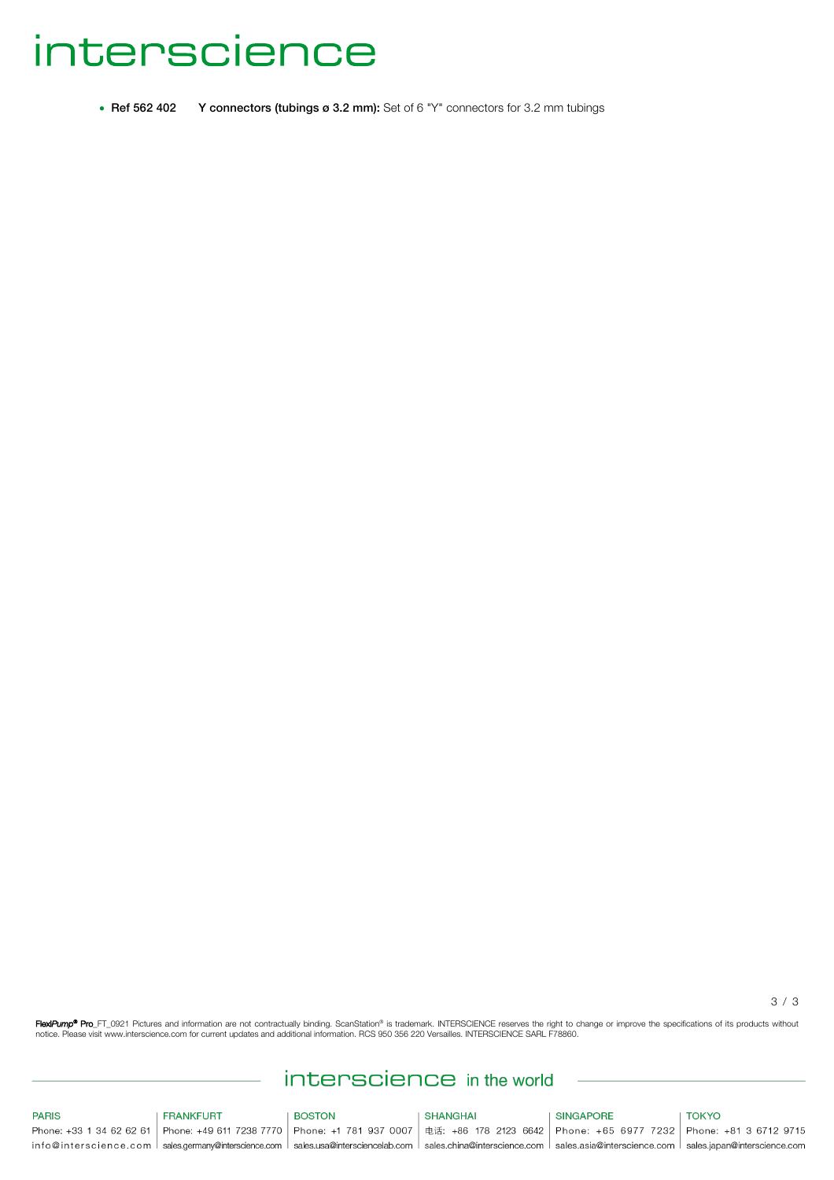- **Ref 562 402 Y connectors (tubings ø 3.2 mm):** Set of 6 "Y" connectors for 3.2 mm tubings

**Flexi*Pump*® Pro**_FT_0921 Pictures and information are not contractually binding. ScanStation® is trademark. INTERSCIENCE reserves the right to change or improve the specifications of its products without notice. Please visit www.interscience.com for current updates and additional information. RCS 950 356 220 Versailles. INTERSCIENCE SARL F78860.

interscience in the world

| PARIS | FRANKFURT | BOSTON | SHANGHAI | SINGAPORE | TOKYO |
| --- | --- | --- | --- | --- | --- |
| Phone: +33 1 34 62 62 61 | Phone: +49 611 7238 7770 | Phone: +1 781 937 0007 | 电话: +86 178 2123 6642 | Phone: +65 6977 7232 | Phone: +81 3 6712 9715 |
| info@interscience.com | sales.germany@interscience.com | sales.usa@intersciencelab.com | sales.china@interscience.com | sales.asia@interscience.com | sales.japan@interscience.com |